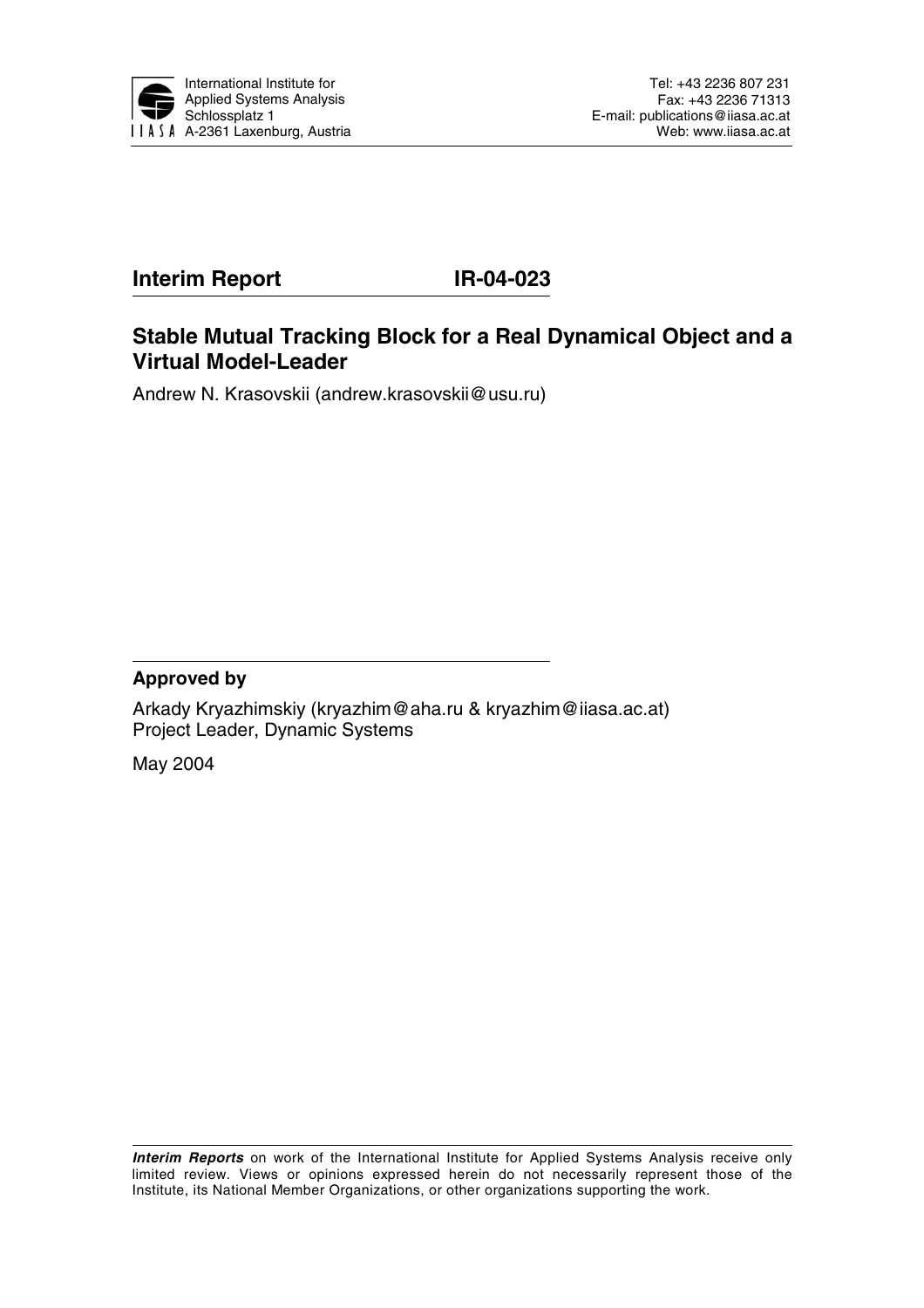International Institute for Applied Systems Analysis
Schlossplatz 1
A-2361 Laxenburg, Austria

Tel: +43 2236 807 231
Fax: +43 2236 71313
E-mail: publications@iiasa.ac.at
Web: www.iiasa.ac.at

**Interim Report** **IR-04-023**

## Stable Mutual Tracking Block for a Real Dynamical Object and a Virtual Model-Leader

Andrew N. Krasovskii (andrew.krasovskii@usu.ru)

**Approved by**

Arkady Kryazhimskiy (kryazhim@aha.ru & kryazhim@iiasa.ac.at)
Project Leader, Dynamic Systems

May 2004

***Interim Reports*** on work of the International Institute for Applied Systems Analysis receive only limited review. Views or opinions expressed herein do not necessarily represent those of the Institute, its National Member Organizations, or other organizations supporting the work.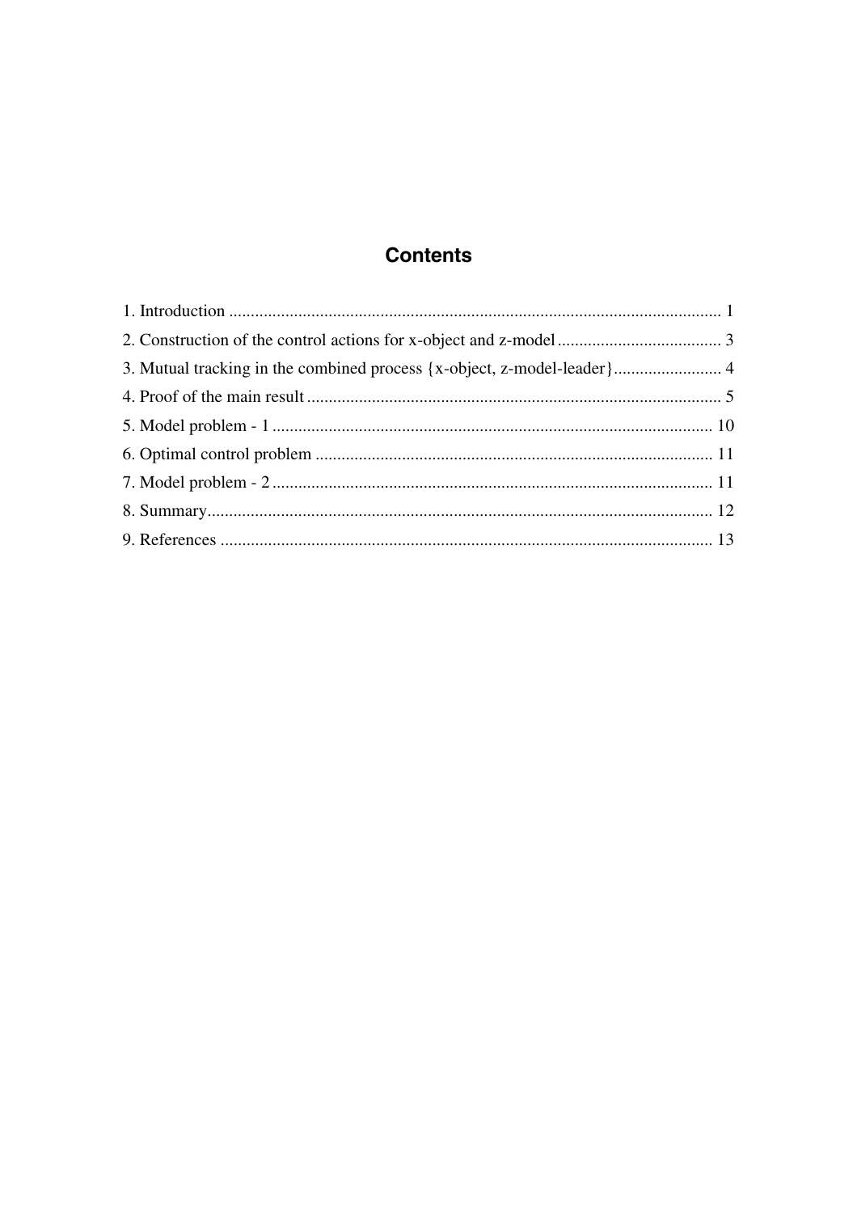# Contents

1. Introduction ........................................................................................................... 1
2. Construction of the control actions for x-object and z-model ..................................... 3
3. Mutual tracking in the combined process {x-object, z-model-leader} ......................... 4
4. Proof of the main result ............................................................................................. 5
5. Model problem - 1 .................................................................................................... 10
6. Optimal control problem ........................................................................................... 11
7. Model problem - 2 .................................................................................................... 11
8. Summary .................................................................................................................. 12
9. References ............................................................................................................... 13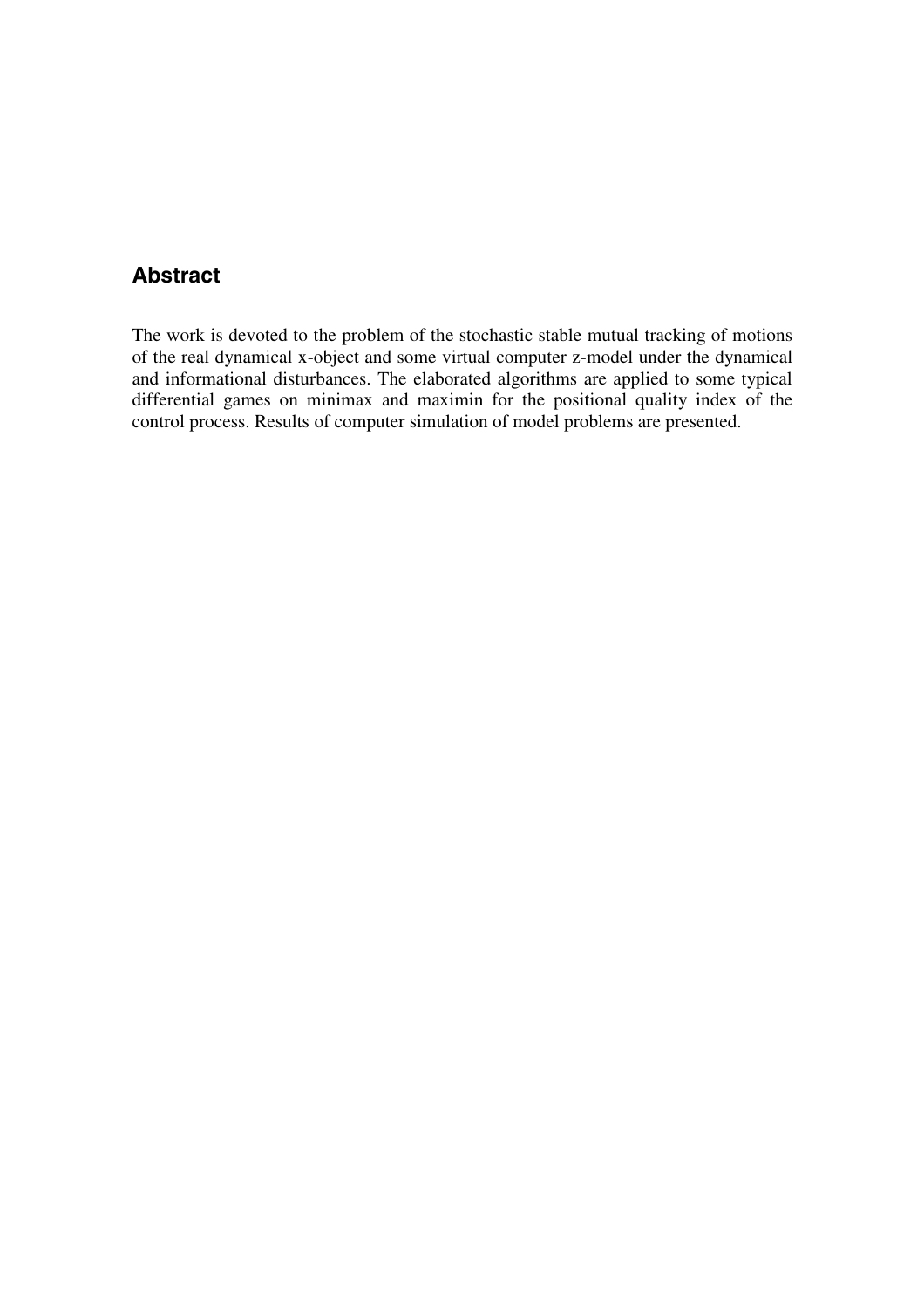## Abstract

The work is devoted to the problem of the stochastic stable mutual tracking of motions of the real dynamical x-object and some virtual computer z-model under the dynamical and informational disturbances. The elaborated algorithms are applied to some typical differential games on minimax and maximin for the positional quality index of the control process. Results of computer simulation of model problems are presented.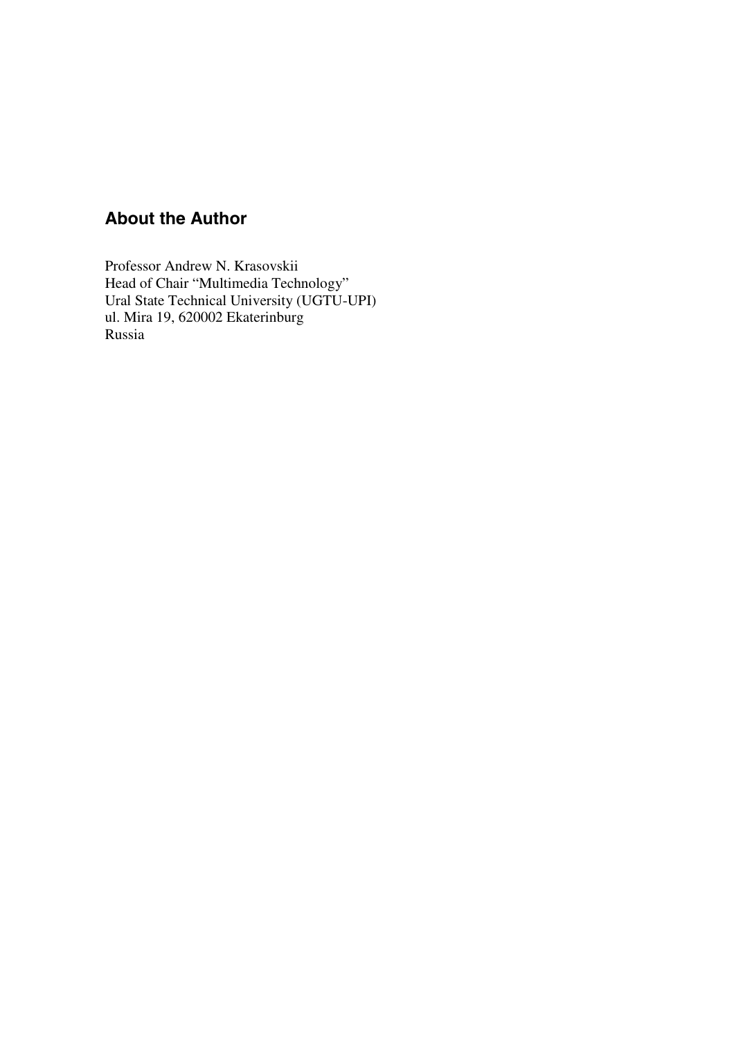## About the Author

Professor Andrew N. Krasovskii
Head of Chair "Multimedia Technology"
Ural State Technical University (UGTU-UPI)
ul. Mira 19, 620002 Ekaterinburg
Russia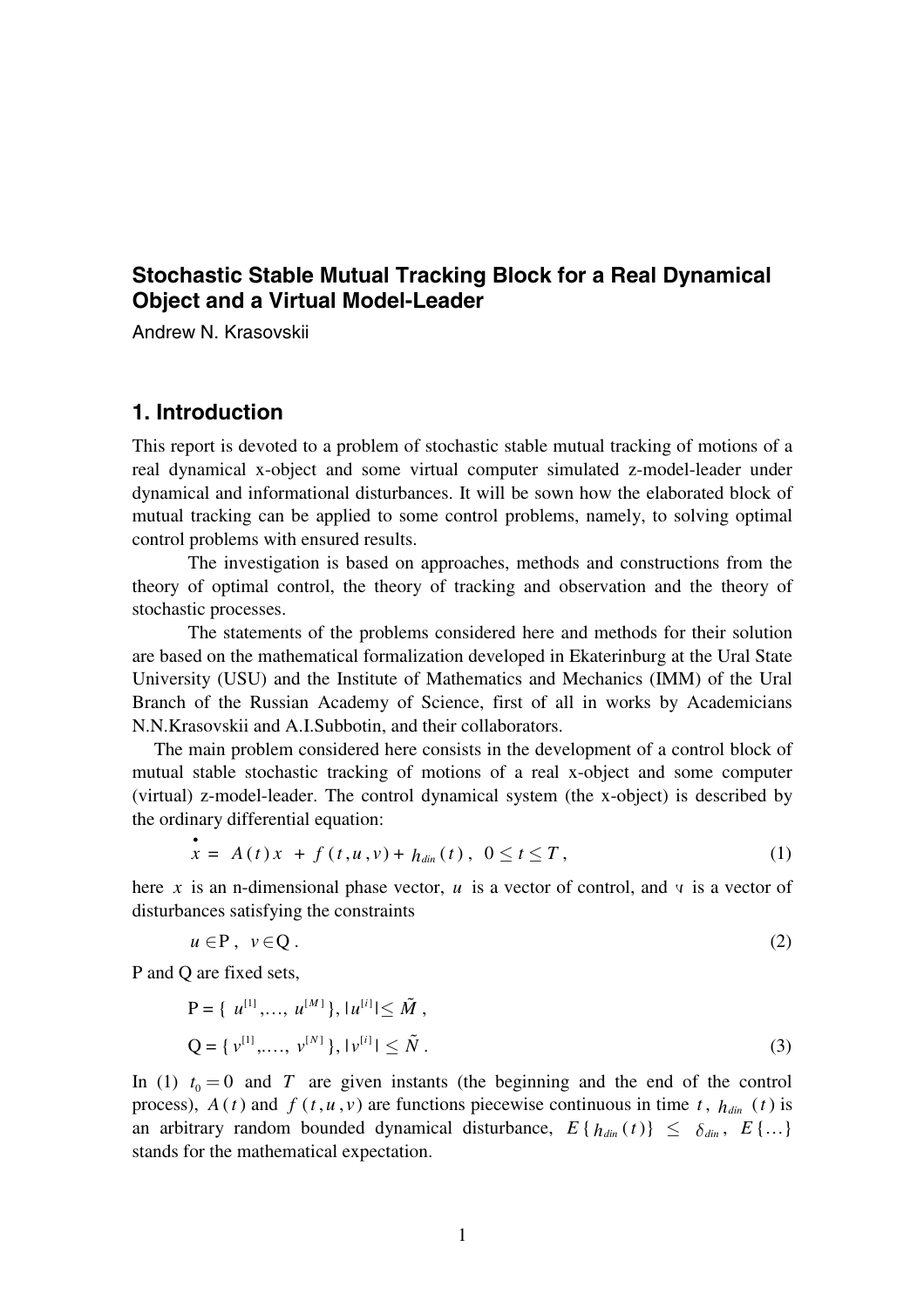**Stochastic Stable Mutual Tracking Block for a Real Dynamical Object and a Virtual Model-Leader**

Andrew N. Krasovskii

## 1. Introduction

This report is devoted to a problem of stochastic stable mutual tracking of motions of a real dynamical x-object and some virtual computer simulated z-model-leader under dynamical and informational disturbances. It will be sown how the elaborated block of mutual tracking can be applied to some control problems, namely, to solving optimal control problems with ensured results.

The investigation is based on approaches, methods and constructions from the theory of optimal control, the theory of tracking and observation and the theory of stochastic processes.

The statements of the problems considered here and methods for their solution are based on the mathematical formalization developed in Ekaterinburg at the Ural State University (USU) and the Institute of Mathematics and Mechanics (IMM) of the Ural Branch of the Russian Academy of Science, first of all in works by Academicians N.N.Krasovskii and A.I.Subbotin, and their collaborators.

The main problem considered here consists in the development of a control block of mutual stable stochastic tracking of motions of a real x-object and some computer (virtual) z-model-leader. The control dynamical system (the x-object) is described by the ordinary differential equation:

$$\dot{x} = A(t)x + f(t,u,v) + h_{din}(t), \quad 0 \le t \le T, \tag{1}$$

here $x$ is an n-dimensional phase vector, $u$ is a vector of control, and $v$ is a vector of disturbances satisfying the constraints

$$u \in \mathrm{P}, \quad v \in \mathrm{Q}. \tag{2}$$

P and Q are fixed sets,

$$\mathrm{P} = \{ u^{[1]}, \ldots, u^{[M]} \}, |u^{[i]}| \le \tilde{M},$$

$$\mathrm{Q} = \{ v^{[1]}, \ldots, v^{[N]} \}, |v^{[i]}| \le \tilde{N}. \tag{3}$$

In (1) $t_0 = 0$ and $T$ are given instants (the beginning and the end of the control process), $A(t)$ and $f(t,u,v)$ are functions piecewise continuous in time $t$, $h_{din}(t)$ is an arbitrary random bounded dynamical disturbance, $E\{h_{din}(t)\} \le \delta_{din}$, $E\{\ldots\}$ stands for the mathematical expectation.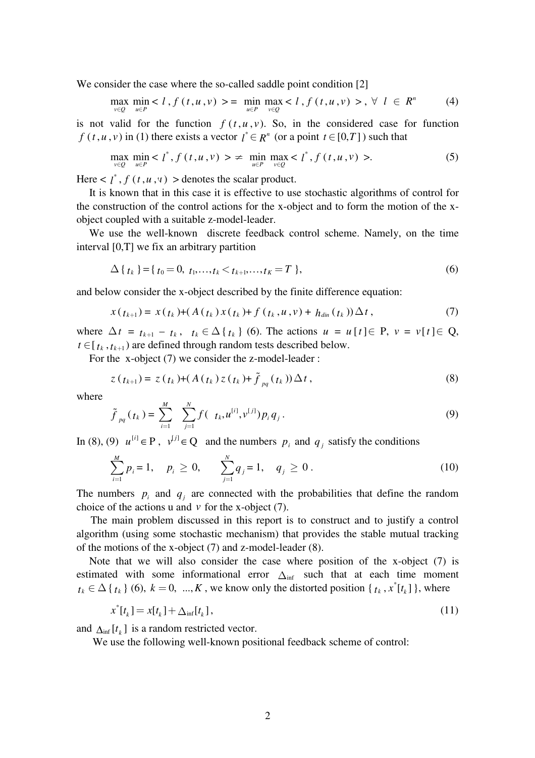We consider the case where the so-called saddle point condition [2]

$$\max_{v \in Q} \min_{u \in P} < l\, , f\,(t, u, v)\, > = \min_{u \in P} \max_{v \in Q} < l\, , f\,(t, u, v)\, >\, ,\ \forall \ l \ \in \ R^n \tag{4}$$

is not valid for the function $f\,(t, u, v)$. So, in the considered case for function $f\,(t, u, v)$ in (1) there exists a vector $l^* \in R^n$ (or a point $t \in [0,T]$) such that

$$\max_{v \in Q} \min_{u \in P} < l^*, f\,(t, u, v)\, > \neq \min_{u \in P} \max_{v \in Q} < l^*, f\,(t, u, v)\, >. \tag{5}$$

Here $< l^*, f\,(t, u, v)\, >$ denotes the scalar product.

It is known that in this case it is effective to use stochastic algorithms of control for the construction of the control actions for the x-object and to form the motion of the x-object coupled with a suitable z-model-leader.

We use the well-known discrete feedback control scheme. Namely, on the time interval [0,T] we fix an arbitrary partition

$$\Delta\{\, t_k\,\} = \{\, t_0 = 0,\ t_1, \ldots, t_k < t_{k+1}, \ldots, t_K = T\,\}, \tag{6}$$

and below consider the x-object described by the finite difference equation:

$$x\,(t_{k+1}) = x\,(t_k) + (A\,(t_k)\,x\,(t_k) + f\,(t_k, u, v) + h_{din}\,(t_k))\,\Delta t\,, \tag{7}$$

where $\Delta t = t_{k+1} - t_k$, $t_k \in \Delta\{\, t_k\,\}$ (6). The actions $u = u[t] \in$ P, $v = v[t] \in$ Q, $t \in [\, t_k, t_{k+1})$ are defined through random tests described below.

For the x-object (7) we consider the z-model-leader :

$$z\,(t_{k+1}) = z\,(t_k) + (A\,(t_k)\,z\,(t_k) + \tilde{f}_{pq}\,(t_k))\,\Delta t\,, \tag{8}$$

where

$$\tilde{f}_{pq}\,(t_k) = \sum_{i=1}^{M} \sum_{j=1}^{N} f(\ t_k, u^{[i]}, v^{[j]})\, p_i\, q_j\,. \tag{9}$$

In (8), (9) $u^{[i]} \in$ P , $v^{[j]} \in$ Q and the numbers $p_i$ and $q_j$ satisfy the conditions

$$\sum_{i=1}^{M} p_i = 1, \quad p_i \geq 0, \qquad \sum_{j=1}^{N} q_j = 1, \quad q_j \geq 0\,. \tag{10}$$

The numbers $p_i$ and $q_j$ are connected with the probabilities that define the random choice of the actions u and $v$ for the x-object (7).

The main problem discussed in this report is to construct and to justify a control algorithm (using some stochastic mechanism) that provides the stable mutual tracking of the motions of the x-object (7) and z-model-leader (8).

Note that we will also consider the case where position of the x-object (7) is estimated with some informational error $\Delta_{\inf}$ such that at each time moment $t_k \in \Delta\{\, t_k\,\}$ (6), $k = 0,\ \ldots, K$ , we know only the distorted position $\{\, t_k\, , x^*[t_k]\,\}$, where

$$x^*[t_k] = x[t_k] + \Delta_{\inf}[t_k]\,, \tag{11}$$

and $\Delta_{\inf}[t_k]$ is a random restricted vector.

We use the following well-known positional feedback scheme of control: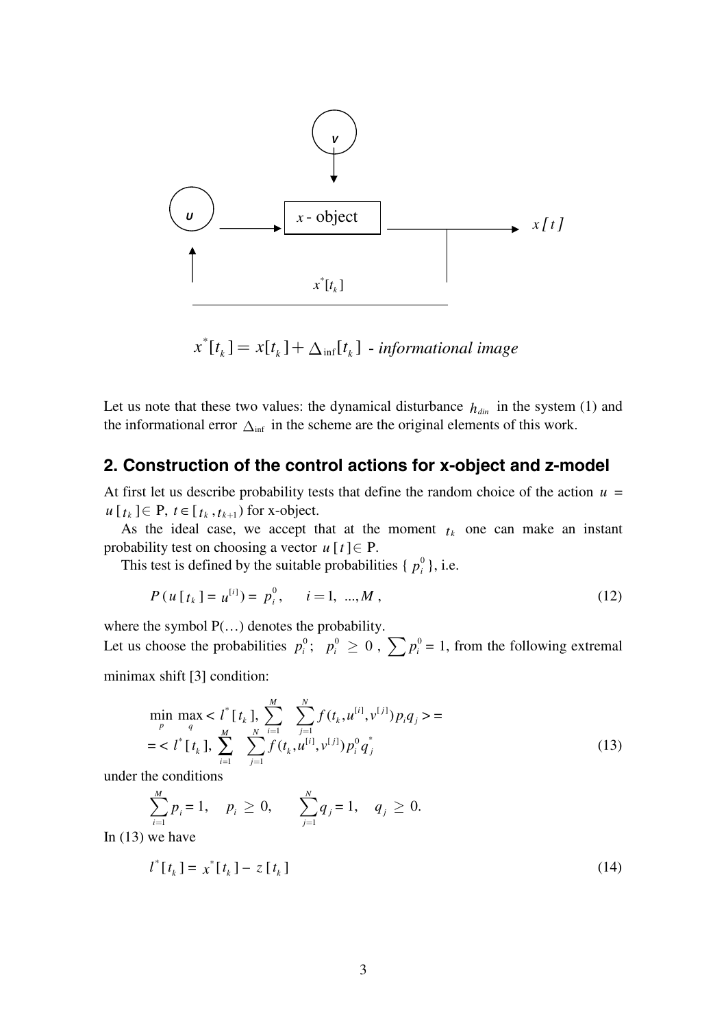$$x^*[t_k] = x[t_k] + \Delta_{\inf}[t_k] \text{ - } \textit{informational image}$$

Let us note that these two values: the dynamical disturbance $h_{din}$ in the system (1) and the informational error $\Delta_{\inf}$ in the scheme are the original elements of this work.

## 2. Construction of the control actions for x-object and z-model

At first let us describe probability tests that define the random choice of the action $u = u[t_k] \in$ P, $t \in [t_k, t_{k+1})$ for x-object.

As the ideal case, we accept that at the moment $t_k$ one can make an instant probability test on choosing a vector $u[t] \in$ P.

This test is defined by the suitable probabilities $\{ p_i^0 \}$, i.e.

$$P(u[t_k] = u^{[i]}) = p_i^0, \quad i = 1, \ldots, M, \tag{12}$$

where the symbol P(…) denotes the probability.

Let us choose the probabilities $p_i^0$; $p_i^0 \geq 0$, $\sum p_i^0 = 1$, from the following extremal minimax shift [3] condition:

$$\begin{aligned}
&\min_p \max_q < l^*[t_k], \sum_{i=1}^{M} \sum_{j=1}^{N} f(t_k, u^{[i]}, v^{[j]}) p_i q_j > = \\
&= < l^*[t_k], \sum_{i=1}^{M} \sum_{j=1}^{N} f(t_k, u^{[i]}, v^{[j]}) p_i^0 q_j^* >
\end{aligned} \tag{13}$$

under the conditions

$$\sum_{i=1}^{M} p_i = 1, \quad p_i \geq 0, \qquad \sum_{j=1}^{N} q_j = 1, \quad q_j \geq 0.$$

In (13) we have

$$l^*[t_k] = x^*[t_k] - z[t_k] \tag{14}$$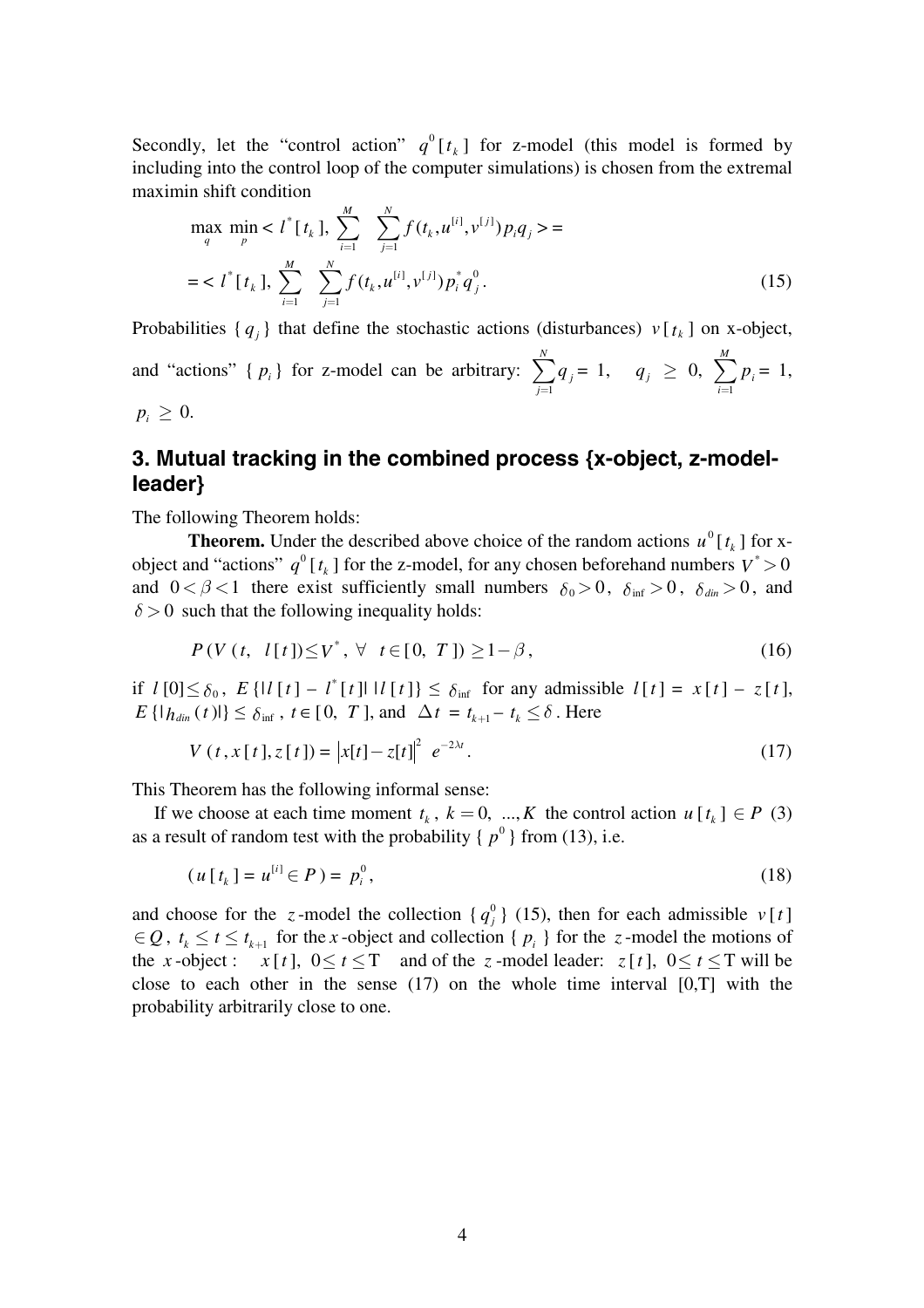Secondly, let the "control action" $q^0[t_k]$ for z-model (this model is formed by including into the control loop of the computer simulations) is chosen from the extremal maximin shift condition

$$\max_{q} \min_{p} < l^*[t_k], \sum_{i=1}^{M} \sum_{j=1}^{N} f(t_k, u^{[i]}, v^{[j]}) p_i q_j > =$$

$$= < l^*[t_k], \sum_{i=1}^{M} \sum_{j=1}^{N} f(t_k, u^{[i]}, v^{[j]}) p_i^* q_j^0. \tag{15}$$

Probabilities $\{q_j\}$ that define the stochastic actions (disturbances) $v[t_k]$ on x-object, and "actions" $\{p_i\}$ for z-model can be arbitrary: $\sum_{j=1}^{N} q_j = 1, \quad q_j \geq 0, \ \sum_{i=1}^{M} p_i = 1,$ $p_i \geq 0.$

## 3. Mutual tracking in the combined process {x-object, z-model-leader}

The following Theorem holds:

**Theorem.** Under the described above choice of the random actions $u^0[t_k]$ for x-object and "actions" $q^0[t_k]$ for the z-model, for any chosen beforehand numbers $V^* > 0$ and $0 < \beta < 1$ there exist sufficiently small numbers $\delta_0 > 0$, $\delta_{\inf} > 0$, $\delta_{din} > 0$, and $\delta > 0$ such that the following inequality holds:

$$P(V(t, \ l[t]) \leq V^*, \ \forall \ \ t \in [0, \ T]) \geq 1 - \beta, \tag{16}$$

if $l[0] \leq \delta_0$, $E\{|l[t] - l^*[t]| \ |l[t]\} \leq \delta_{\inf}$ for any admissible $l[t] = x[t] - z[t]$, $E\{|h_{din}(t)|\} \leq \delta_{\inf}$, $t \in [0, \ T]$, and $\Delta t = t_{k+1} - t_k \leq \delta$. Here

$$V(t, x[t], z[t]) = |x[t] - z[t]|^2 \ e^{-2\lambda t}. \tag{17}$$

This Theorem has the following informal sense:

If we choose at each time moment $t_k$, $k = 0, \ ..., K$ the control action $u[t_k] \in P$ (3) as a result of random test with the probability $\{p^0\}$ from (13), i.e.

$$(u[t_k] = u^{[i]} \in P) = p_i^0, \tag{18}$$

and choose for the $z$-model the collection $\{q_j^0\}$ (15), then for each admissible $v[t] \in Q$, $t_k \leq t \leq t_{k+1}$ for the $x$-object and collection $\{p_i\}$ for the $z$-model the motions of the $x$-object : $x[t], \ 0 \leq t \leq T$ and of the $z$-model leader: $z[t], \ 0 \leq t \leq T$ will be close to each other in the sense (17) on the whole time interval [0,T] with the probability arbitrarily close to one.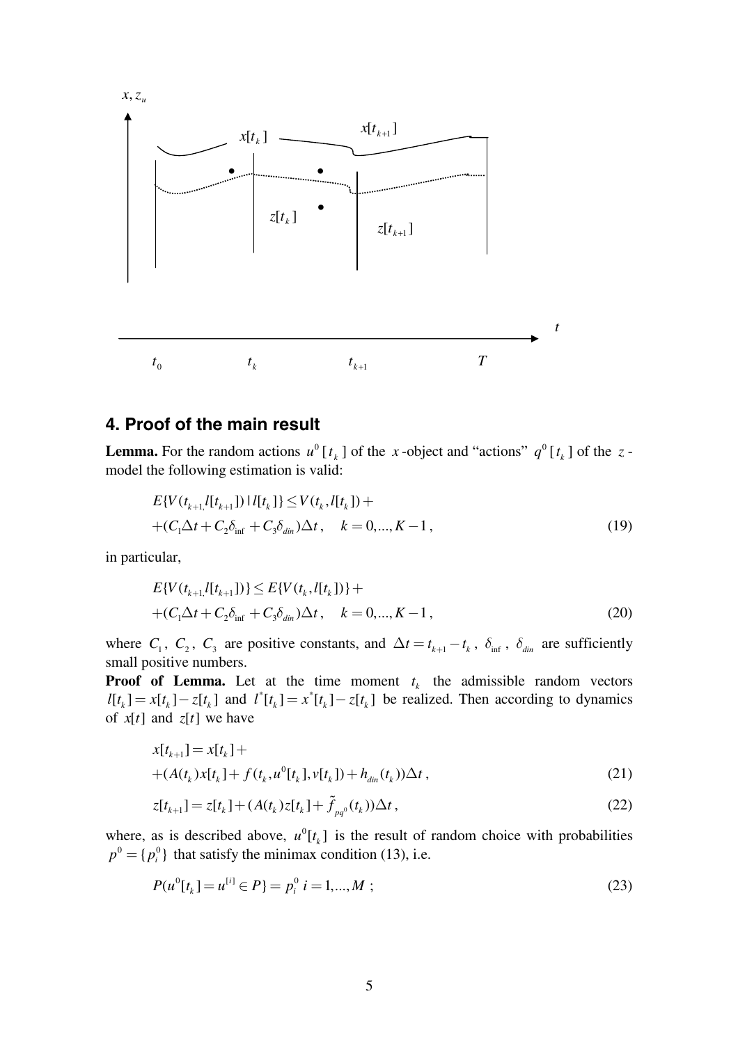## 4. Proof of the main result

**Lemma.** For the random actions $u^0[t_k]$ of the $x$-object and "actions" $q^0[t_k]$ of the $z$-model the following estimation is valid:

$$E\{V(t_{k+1}, l[t_{k+1}]) \mid l[t_k]\} \le V(t_k, l[t_k]) +$$
$$+(C_1\Delta t + C_2\delta_{\inf} + C_3\delta_{din})\Delta t, \quad k = 0,...,K-1, \tag{19}$$

in particular,

$$E\{V(t_{k+1}, l[t_{k+1}])\} \le E\{V(t_k, l[t_k])\} +$$
$$+(C_1\Delta t + C_2\delta_{\inf} + C_3\delta_{din})\Delta t, \quad k = 0,...,K-1, \tag{20}$$

where $C_1$, $C_2$, $C_3$ are positive constants, and $\Delta t = t_{k+1} - t_k$, $\delta_{\inf}$, $\delta_{din}$ are sufficiently small positive numbers.

**Proof of Lemma.** Let at the time moment $t_k$ the admissible random vectors $l[t_k] = x[t_k] - z[t_k]$ and $l^*[t_k] = x^*[t_k] - z[t_k]$ be realized. Then according to dynamics of $x[t]$ and $z[t]$ we have

$$x[t_{k+1}] = x[t_k] +$$
$$+(A(t_k)x[t_k] + f(t_k, u^0[t_k], v[t_k]) + h_{din}(t_k))\Delta t, \tag{21}$$

$$z[t_{k+1}] = z[t_k] + (A(t_k)z[t_k] + \tilde{f}_{pq^0}(t_k))\Delta t, \tag{22}$$

where, as is described above, $u^0[t_k]$ is the result of random choice with probabilities $p^0 = \{p_i^0\}$ that satisfy the minimax condition (13), i.e.

$$P(u^0[t_k] = u^{[i]} \in P\} = p_i^0 \; i = 1,...,M \; ; \tag{23}$$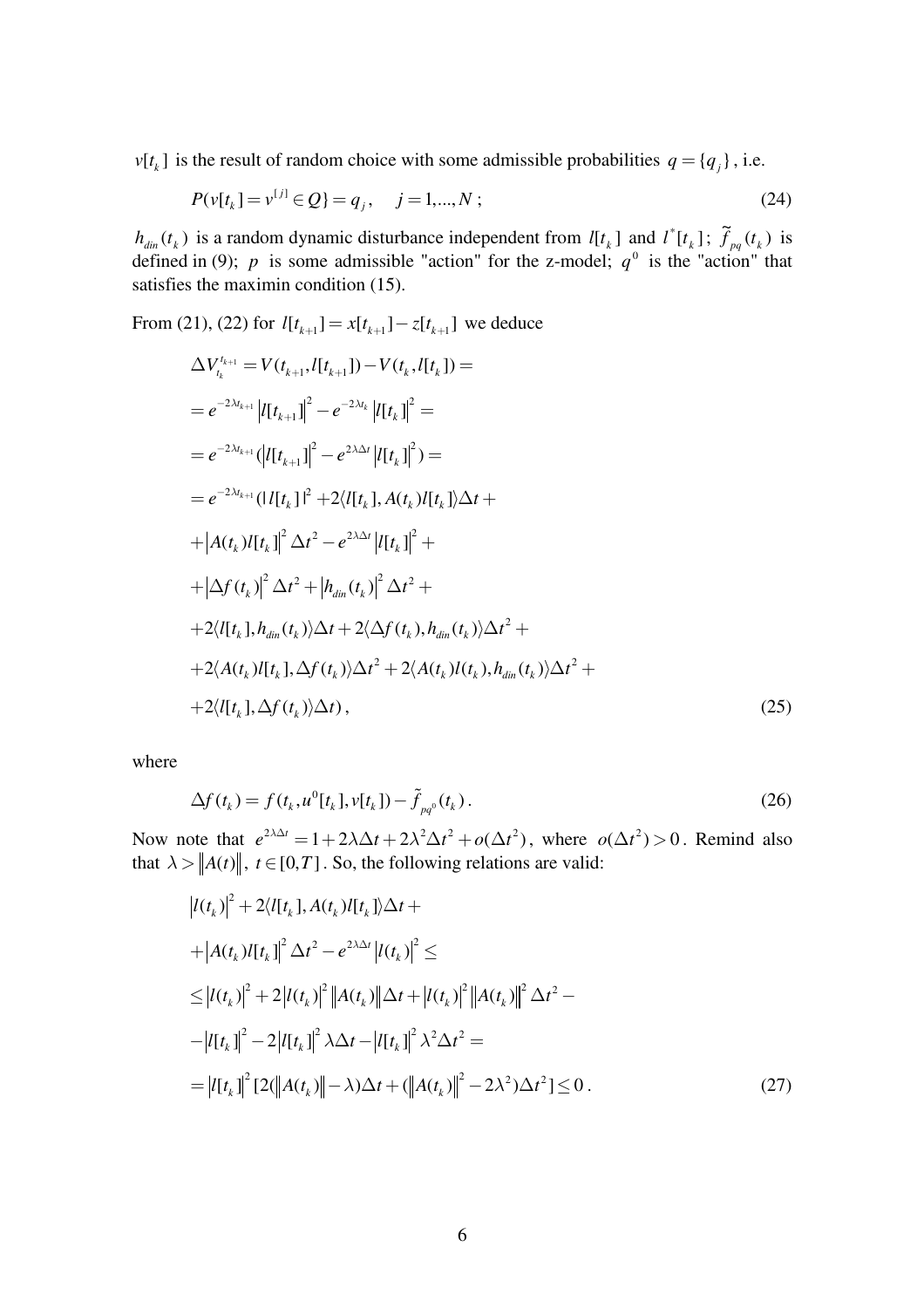$v[t_k]$ is the result of random choice with some admissible probabilities $q = \{q_j\}$, i.e.

$$P(v[t_k] = v^{[j]} \in Q\} = q_j, \quad j = 1,...,N\,; \tag{24}$$

$h_{din}(t_k)$ is a random dynamic disturbance independent from $l[t_k]$ and $l^*[t_k]$; $\tilde{f}_{pq}(t_k)$ is defined in (9); $p$ is some admissible "action" for the z-model; $q^0$ is the "action" that satisfies the maximin condition (15).

From (21), (22) for $l[t_{k+1}] = x[t_{k+1}] - z[t_{k+1}]$ we deduce

$$\begin{aligned}
&\Delta V_{t_k}^{t_{k+1}} = V(t_{k+1}, l[t_{k+1}]) - V(t_k, l[t_k]) = \\
&= e^{-2\lambda t_{k+1}} \left| l[t_{k+1}] \right|^2 - e^{-2\lambda t_k} \left| l[t_k] \right|^2 = \\
&= e^{-2\lambda t_{k+1}} (\left| l[t_{k+1}] \right|^2 - e^{2\lambda \Delta t} \left| l[t_k] \right|^2) = \\
&= e^{-2\lambda t_{k+1}} (| l[t_k] |^2 + 2\langle l[t_k], A(t_k) l[t_k] \rangle \Delta t + \\
&+ \left| A(t_k) l[t_k] \right|^2 \Delta t^2 - e^{2\lambda \Delta t} \left| l[t_k] \right|^2 + \\
&+ \left| \Delta f(t_k) \right|^2 \Delta t^2 + \left| h_{din}(t_k) \right|^2 \Delta t^2 + \\
&+ 2\langle l[t_k], h_{din}(t_k) \rangle \Delta t + 2\langle \Delta f(t_k), h_{din}(t_k) \rangle \Delta t^2 + \\
&+ 2\langle A(t_k) l[t_k], \Delta f(t_k) \rangle \Delta t^2 + 2\langle A(t_k) l(t_k), h_{din}(t_k) \rangle \Delta t^2 + \\
&+ 2\langle l[t_k], \Delta f(t_k) \rangle \Delta t)\,,
\end{aligned} \tag{25}$$

where

$$\Delta f(t_k) = f(t_k, u^0[t_k], v[t_k]) - \tilde{f}_{pq^0}(t_k)\,. \tag{26}$$

Now note that $e^{2\lambda \Delta t} = 1 + 2\lambda \Delta t + 2\lambda^2 \Delta t^2 + o(\Delta t^2)$, where $o(\Delta t^2) > 0$. Remind also that $\lambda > \|A(t)\|$, $t \in [0, T]$. So, the following relations are valid:

$$\begin{aligned}
&\left| l(t_k) \right|^2 + 2\langle l[t_k], A(t_k) l[t_k] \rangle \Delta t + \\
&+ \left| A(t_k) l[t_k] \right|^2 \Delta t^2 - e^{2\lambda \Delta t} \left| l(t_k) \right|^2 \leq \\
&\leq \left| l(t_k) \right|^2 + 2 \left| l(t_k) \right|^2 \left\| A(t_k) \right\| \Delta t + \left| l(t_k) \right|^2 \left\| A(t_k) \right\|^2 \Delta t^2 - \\
&- \left| l[t_k] \right|^2 - 2 \left| l[t_k] \right|^2 \lambda \Delta t - \left| l[t_k] \right|^2 \lambda^2 \Delta t^2 = \\
&= \left| l[t_k] \right|^2 [2(\left\| A(t_k) \right\| - \lambda) \Delta t + (\left\| A(t_k) \right\|^2 - 2\lambda^2) \Delta t^2] \leq 0\,.
\end{aligned} \tag{27}$$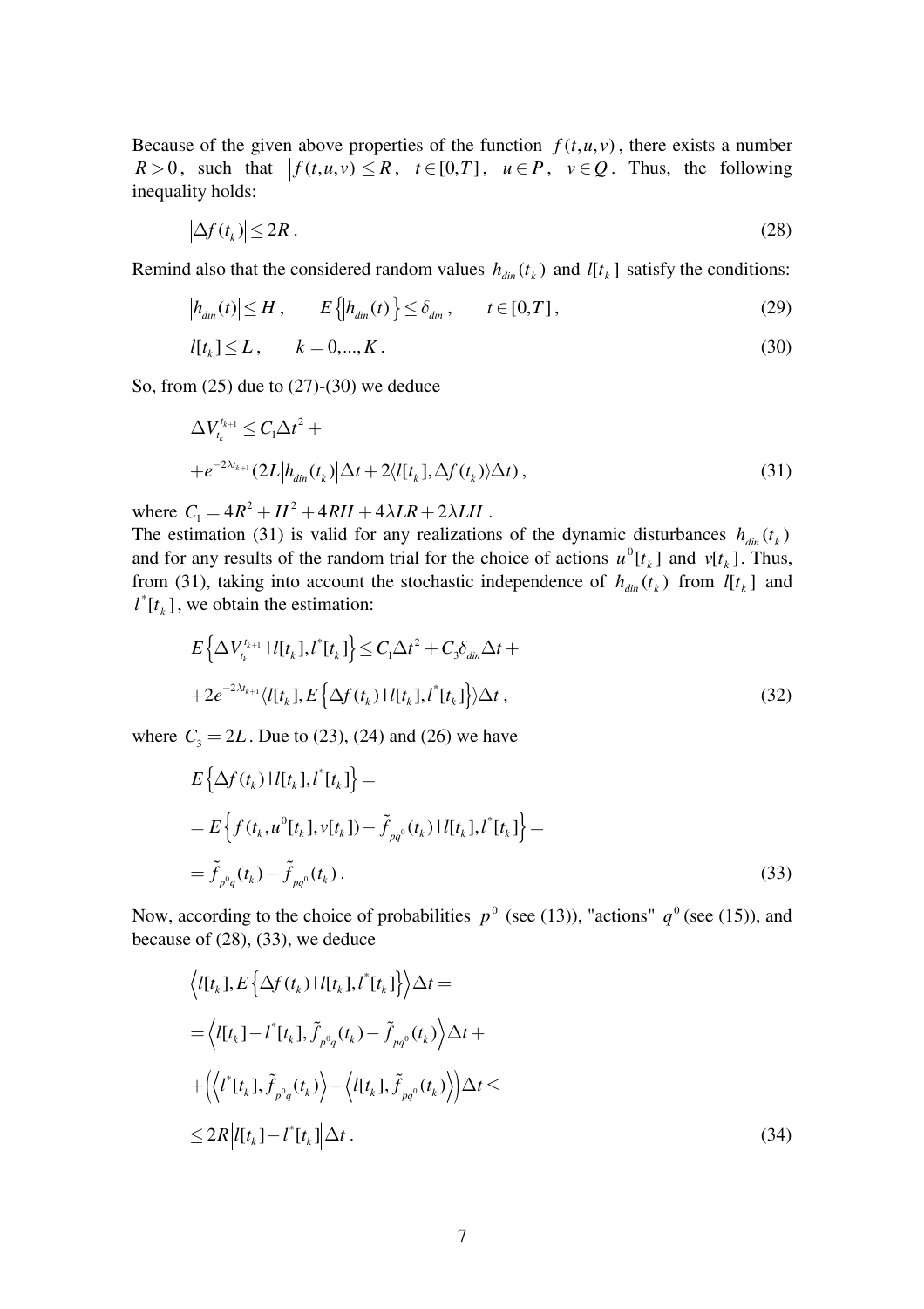Because of the given above properties of the function $f(t,u,v)$, there exists a number $R > 0$, such that $|f(t,u,v)| \le R$, $t \in [0,T]$, $u \in P$, $v \in Q$. Thus, the following inequality holds:

$$|\Delta f(t_k)| \le 2R\,. \tag{28}$$

Remind also that the considered random values $h_{din}(t_k)$ and $l[t_k]$ satisfy the conditions:

$$|h_{din}(t)| \le H\,, \qquad E\{|h_{din}(t)|\} \le \delta_{din}\,, \qquad t \in [0,T]\,, \tag{29}$$

$$l[t_k] \le L\,, \qquad k = 0,...,K\,. \tag{30}$$

So, from (25) due to (27)-(30) we deduce

$$\begin{aligned} &\Delta V_{t_k}^{t_{k+1}} \le C_1 \Delta t^2 + \\ &+ e^{-2\lambda t_{k+1}} (2L|h_{din}(t_k)|\Delta t + 2\langle l[t_k], \Delta f(t_k)\rangle \Delta t)\,, \end{aligned} \tag{31}$$

where $C_1 = 4R^2 + H^2 + 4RH + 4\lambda LR + 2\lambda LH$.

The estimation (31) is valid for any realizations of the dynamic disturbances $h_{din}(t_k)$ and for any results of the random trial for the choice of actions $u^0[t_k]$ and $v[t_k]$. Thus, from (31), taking into account the stochastic independence of $h_{din}(t_k)$ from $l[t_k]$ and $l^*[t_k]$, we obtain the estimation:

$$\begin{aligned} &E\left\{\Delta V_{t_k}^{t_{k+1}} \mid l[t_k], l^*[t_k]\right\} \le C_1 \Delta t^2 + C_3 \delta_{din} \Delta t + \\ &+ 2e^{-2\lambda t_{k+1}} \langle l[t_k], E\left\{\Delta f(t_k) \mid l[t_k], l^*[t_k]\right\}\rangle \Delta t\,, \end{aligned} \tag{32}$$

where $C_3 = 2L$. Due to (23), (24) and (26) we have

$$\begin{aligned} &E\left\{\Delta f(t_k) \mid l[t_k], l^*[t_k]\right\} = \\ &= E\left\{f(t_k, u^0[t_k], v[t_k]) - \tilde{f}_{pq^0}(t_k) \mid l[t_k], l^*[t_k]\right\} = \\ &= \tilde{f}_{p^0 q}(t_k) - \tilde{f}_{pq^0}(t_k)\,. \end{aligned} \tag{33}$$

Now, according to the choice of probabilities $p^0$ (see (13)), "actions" $q^0$ (see (15)), and because of (28), (33), we deduce

$$\begin{aligned} &\left\langle l[t_k], E\left\{\Delta f(t_k) \mid l[t_k], l^*[t_k]\right\}\right\rangle \Delta t = \\ &= \left\langle l[t_k] - l^*[t_k], \tilde{f}_{p^0 q}(t_k) - \tilde{f}_{pq^0}(t_k)\right\rangle \Delta t + \\ &+ \left(\left\langle l^*[t_k], \tilde{f}_{p^0 q}(t_k)\right\rangle - \left\langle l[t_k], \tilde{f}_{pq^0}(t_k)\right\rangle\right) \Delta t \le \\ &\le 2R\left|l[t_k] - l^*[t_k]\right| \Delta t\,. \end{aligned} \tag{34}$$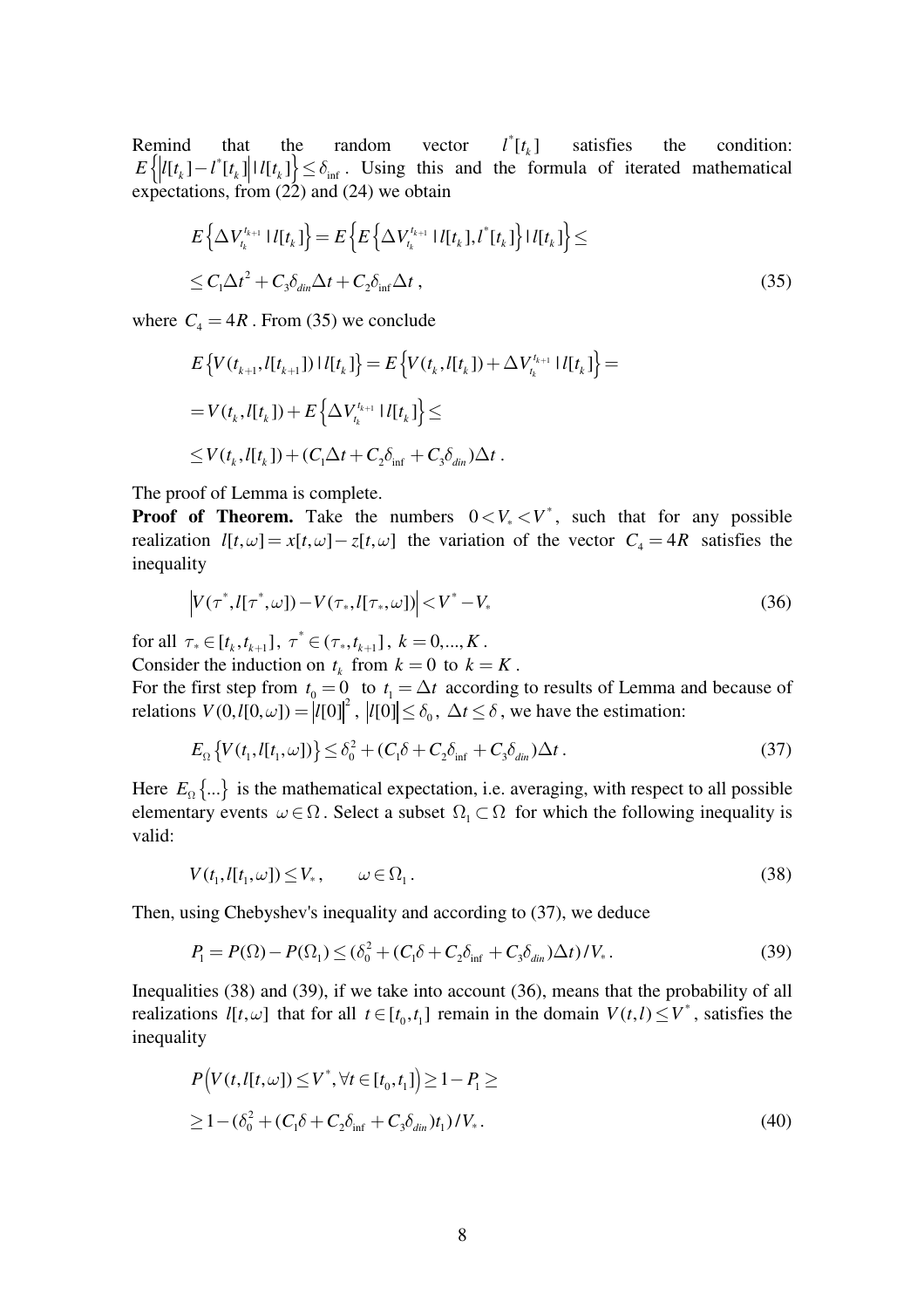Remind that the random vector $l^*[t_k]$ satisfies the condition: $E\left\{\left|l[t_k]-l^*[t_k]\right| \mid l[t_k]\right\} \le \delta_{\inf}$. Using this and the formula of iterated mathematical expectations, from (22) and (24) we obtain

$$E\left\{\Delta V_{t_k}^{t_{k+1}} \mid l[t_k]\right\} = E\left\{E\left\{\Delta V_{t_k}^{t_{k+1}} \mid l[t_k], l^*[t_k]\right\} \mid l[t_k]\right\} \le$$

$$\le C_1 \Delta t^2 + C_3 \delta_{din} \Delta t + C_2 \delta_{\inf} \Delta t\,, \tag{35}$$

where $C_4 = 4R$. From (35) we conclude

$$E\left\{V(t_{k+1}, l[t_{k+1}]) \mid l[t_k]\right\} = E\left\{V(t_k, l[t_k]) + \Delta V_{t_k}^{t_{k+1}} \mid l[t_k]\right\} =$$

$$= V(t_k, l[t_k]) + E\left\{\Delta V_{t_k}^{t_{k+1}} \mid l[t_k]\right\} \le$$

$$\le V(t_k, l[t_k]) + (C_1 \Delta t + C_2 \delta_{\inf} + C_3 \delta_{din}) \Delta t\,.$$

The proof of Lemma is complete.

**Proof of Theorem.** Take the numbers $0 < V_* < V^*$, such that for any possible realization $l[t,\omega] = x[t,\omega] - z[t,\omega]$ the variation of the vector $C_4 = 4R$ satisfies the inequality

$$\left|V(\tau^*, l[\tau^*, \omega]) - V(\tau_*, l[\tau_*, \omega])\right| < V^* - V_* \tag{36}$$

for all $\tau_* \in [t_k, t_{k+1}]$, $\tau^* \in (\tau_*, t_{k+1}]$, $k = 0, ..., K$.

Consider the induction on $t_k$ from $k = 0$ to $k = K$.

For the first step from $t_0 = 0$ to $t_1 = \Delta t$ according to results of Lemma and because of relations $V(0, l[0,\omega]) = \left|l[0]\right|^2$, $\left|l[0]\right| \le \delta_0$, $\Delta t \le \delta$, we have the estimation:

$$E_{\Omega}\left\{V(t_1, l[t_1, \omega])\right\} \le \delta_0^2 + (C_1 \delta + C_2 \delta_{\inf} + C_3 \delta_{din}) \Delta t\,. \tag{37}$$

Here $E_{\Omega}\{...\}$ is the mathematical expectation, i.e. averaging, with respect to all possible elementary events $\omega \in \Omega$. Select a subset $\Omega_1 \subset \Omega$ for which the following inequality is valid:

$$V(t_1, l[t_1, \omega]) \le V_*, \qquad \omega \in \Omega_1\,. \tag{38}$$

Then, using Chebyshev's inequality and according to (37), we deduce

$$P_1 = P(\Omega) - P(\Omega_1) \le (\delta_0^2 + (C_1 \delta + C_2 \delta_{\inf} + C_3 \delta_{din}) \Delta t) / V_*\,. \tag{39}$$

Inequalities (38) and (39), if we take into account (36), means that the probability of all realizations $l[t,\omega]$ that for all $t \in [t_0, t_1]$ remain in the domain $V(t,l) \le V^*$, satisfies the inequality

$$P\left(V(t, l[t,\omega]) \le V^*, \forall t \in [t_0, t_1]\right) \ge 1 - P_1 \ge$$

$$\ge 1 - (\delta_0^2 + (C_1 \delta + C_2 \delta_{\inf} + C_3 \delta_{din}) t_1) / V_*\,. \tag{40}$$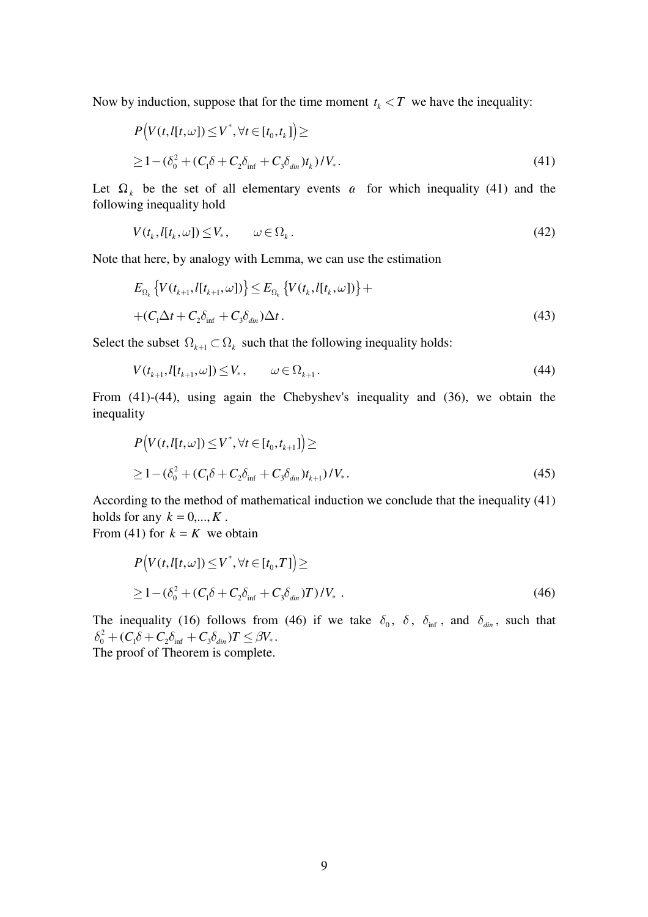Now by induction, suppose that for the time moment $t_k < T$ we have the inequality:

$$P\left(V(t,l[t,\omega]) \le V^*, \forall t \in [t_0,t_k]\right) \ge$$
$$\ge 1-(\delta_0^2+(C_1\delta+C_2\delta_{\inf}+C_3\delta_{din})t_k)/V_*. \tag{41}$$

Let $\Omega_k$ be the set of all elementary events $a$ for which inequality (41) and the following inequality hold

$$V(t_k,l[t_k,\omega]) \le V_*, \qquad \omega \in \Omega_k. \tag{42}$$

Note that here, by analogy with Lemma, we can use the estimation

$$E_{\Omega_k}\left\{V(t_{k+1},l[t_{k+1},\omega])\right\} \le E_{\Omega_k}\left\{V(t_k,l[t_k,\omega])\right\}+$$
$$+(C_1\Delta t+C_2\delta_{\inf}+C_3\delta_{din})\Delta t. \tag{43}$$

Select the subset $\Omega_{k+1} \subset \Omega_k$ such that the following inequality holds:

$$V(t_{k+1},l[t_{k+1},\omega]) \le V_*, \qquad \omega \in \Omega_{k+1}. \tag{44}$$

From (41)-(44), using again the Chebyshev's inequality and (36), we obtain the inequality

$$P\left(V(t,l[t,\omega]) \le V^*, \forall t \in [t_0,t_{k+1}]\right) \ge$$
$$\ge 1-(\delta_0^2+(C_1\delta+C_2\delta_{\inf}+C_3\delta_{din})t_{k+1})/V_*. \tag{45}$$

According to the method of mathematical induction we conclude that the inequality (41) holds for any $k=0,...,K$.
From (41) for $k=K$ we obtain

$$P\left(V(t,l[t,\omega]) \le V^*, \forall t \in [t_0,T]\right) \ge$$
$$\ge 1-(\delta_0^2+(C_1\delta+C_2\delta_{\inf}+C_3\delta_{din})T)/V_*. \tag{46}$$

The inequality (16) follows from (46) if we take $\delta_0$, $\delta$, $\delta_{\inf}$, and $\delta_{din}$, such that $\delta_0^2+(C_1\delta+C_2\delta_{\inf}+C_3\delta_{din})T \le \beta V_*$.
The proof of Theorem is complete.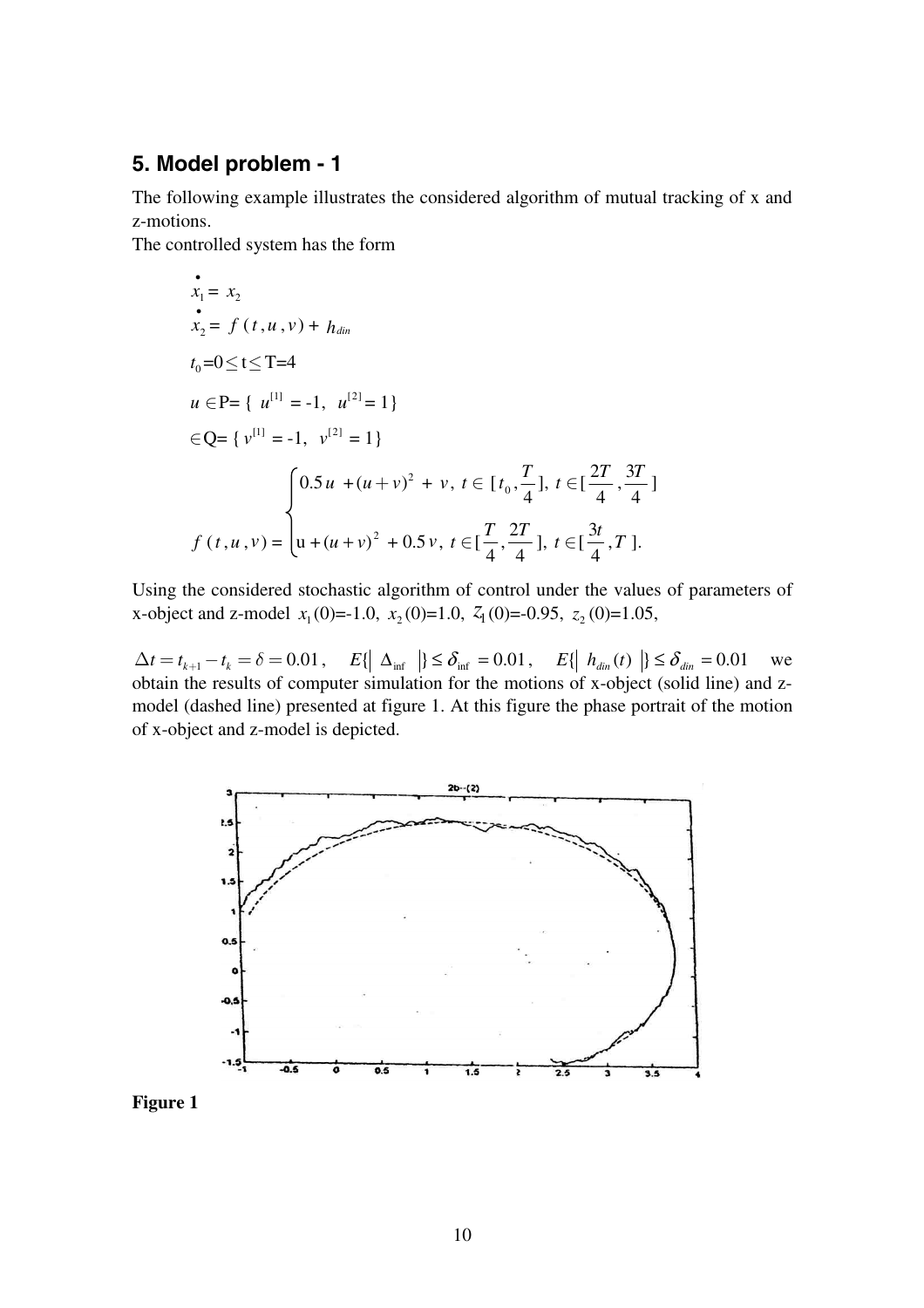## 5. Model problem - 1

The following example illustrates the considered algorithm of mutual tracking of x and z-motions.

The controlled system has the form

$$\dot{x}_1 = x_2$$

$$\dot{x}_2 = f(t, u, v) + h_{din}$$

$$t_0 = 0 \le t \le T = 4$$

$$u \in P = \{ u^{[1]} = -1, \; u^{[2]} = 1 \}$$

$$\in Q = \{ v^{[1]} = -1, \; v^{[2]} = 1 \}$$

$$f(t, u, v) = \begin{cases} 0.5u + (u+v)^2 + v, \; t \in [t_0, \frac{T}{4}], \; t \in [\frac{2T}{4}, \frac{3T}{4}] \\ u + (u+v)^2 + 0.5v, \; t \in [\frac{T}{4}, \frac{2T}{4}], \; t \in [\frac{3t}{4}, T]. \end{cases}$$

Using the considered stochastic algorithm of control under the values of parameters of x-object and z-model $x_1(0)$=-1.0, $x_2(0)$=1.0, $z_1(0)$=-0.95, $z_2(0)$=1.05,

$\Delta t = t_{k+1} - t_k = \delta = 0.01$, $\quad E\{ | \Delta_{\inf} | \} \le \delta_{\inf} = 0.01$, $\quad E\{ | h_{din}(t) | \} \le \delta_{din} = 0.01$ we obtain the results of computer simulation for the motions of x-object (solid line) and z-model (dashed line) presented at figure 1. At this figure the phase portrait of the motion of x-object and z-model is depicted.

**Figure 1**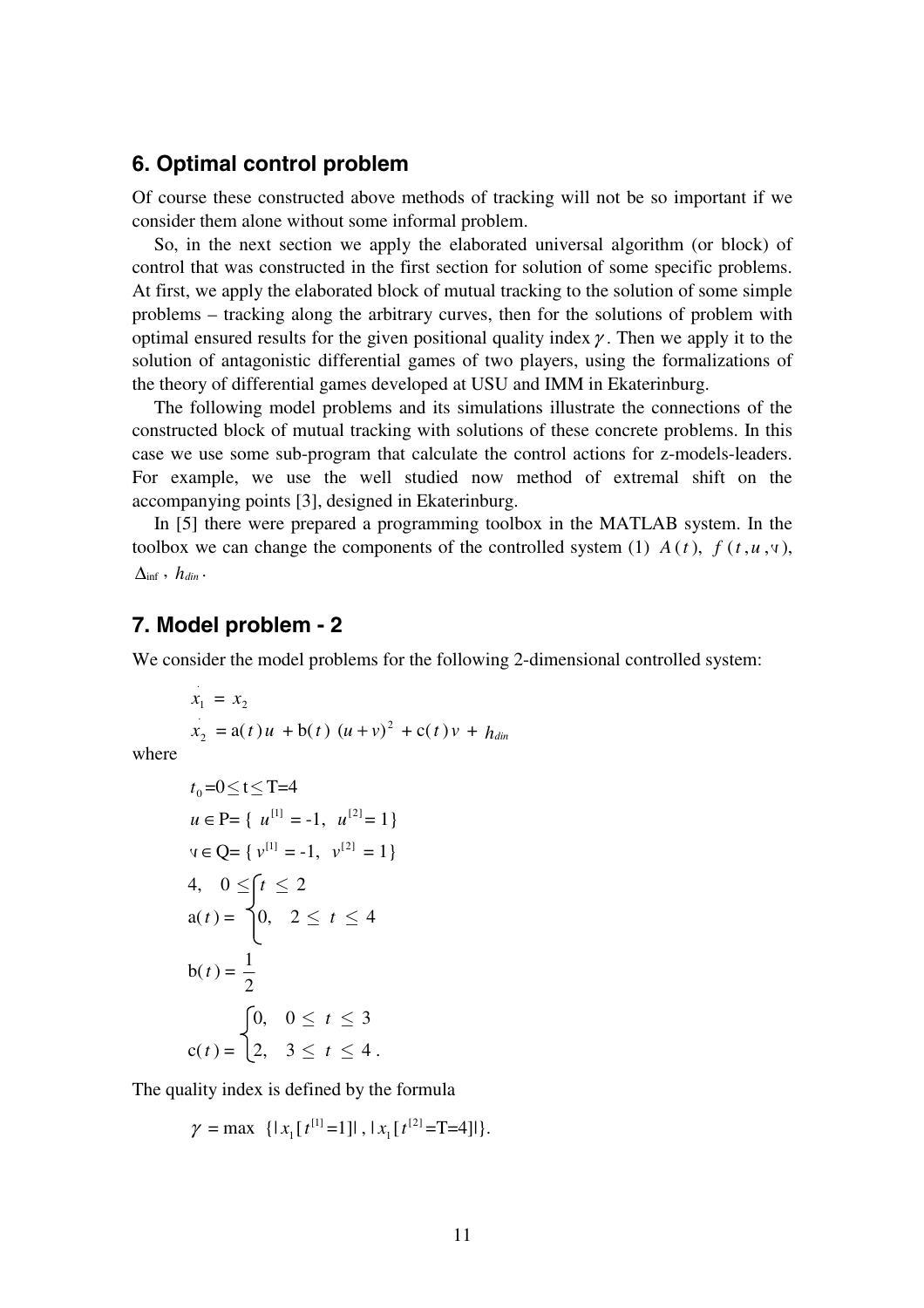## 6. Optimal control problem

Of course these constructed above methods of tracking will not be so important if we consider them alone without some informal problem.

So, in the next section we apply the elaborated universal algorithm (or block) of control that was constructed in the first section for solution of some specific problems. At first, we apply the elaborated block of mutual tracking to the solution of some simple problems – tracking along the arbitrary curves, then for the solutions of problem with optimal ensured results for the given positional quality index $\gamma$. Then we apply it to the solution of antagonistic differential games of two players, using the formalizations of the theory of differential games developed at USU and IMM in Ekaterinburg.

The following model problems and its simulations illustrate the connections of the constructed block of mutual tracking with solutions of these concrete problems. In this case we use some sub-program that calculate the control actions for z-models-leaders. For example, we use the well studied now method of extremal shift on the accompanying points [3], designed in Ekaterinburg.

In [5] there were prepared a programming toolbox in the MATLAB system. In the toolbox we can change the components of the controlled system (1) $A(t)$, $f(t, u, v)$, $\Delta_{\inf}$, $h_{din}$.

## 7. Model problem - 2

We consider the model problems for the following 2-dimensional controlled system:

$$\dot{x}_1 = x_2$$

$$\dot{x}_2 = \mathrm{a}(t)u + \mathrm{b}(t)\,(u+v)^2 + \mathrm{c}(t)v + h_{din}$$

where

$$t_0 = 0 \leq t \leq T = 4$$

$$u \in \mathrm{P} = \{\ u^{[1]} = -1,\ \ u^{[2]} = 1\}$$

$$v \in \mathrm{Q} = \{\ v^{[1]} = -1,\ \ v^{[2]} = 1\}$$

$$\mathrm{a}(t) = \begin{cases} 4, & 0 \leq t \leq 2 \\ 0, & 2 \leq t \leq 4 \end{cases}$$

$$\mathrm{b}(t) = \frac{1}{2}$$

$$\mathrm{c}(t) = \begin{cases} 0, & 0 \leq t \leq 3 \\ 2, & 3 \leq t \leq 4\,. \end{cases}$$

The quality index is defined by the formula

$$\gamma = \max\ \{|\,x_1[\,t^{[1]} = 1]\,|\,,\ |\,x_1[\,t^{[2]} = \mathrm{T} = 4]\,|\}.$$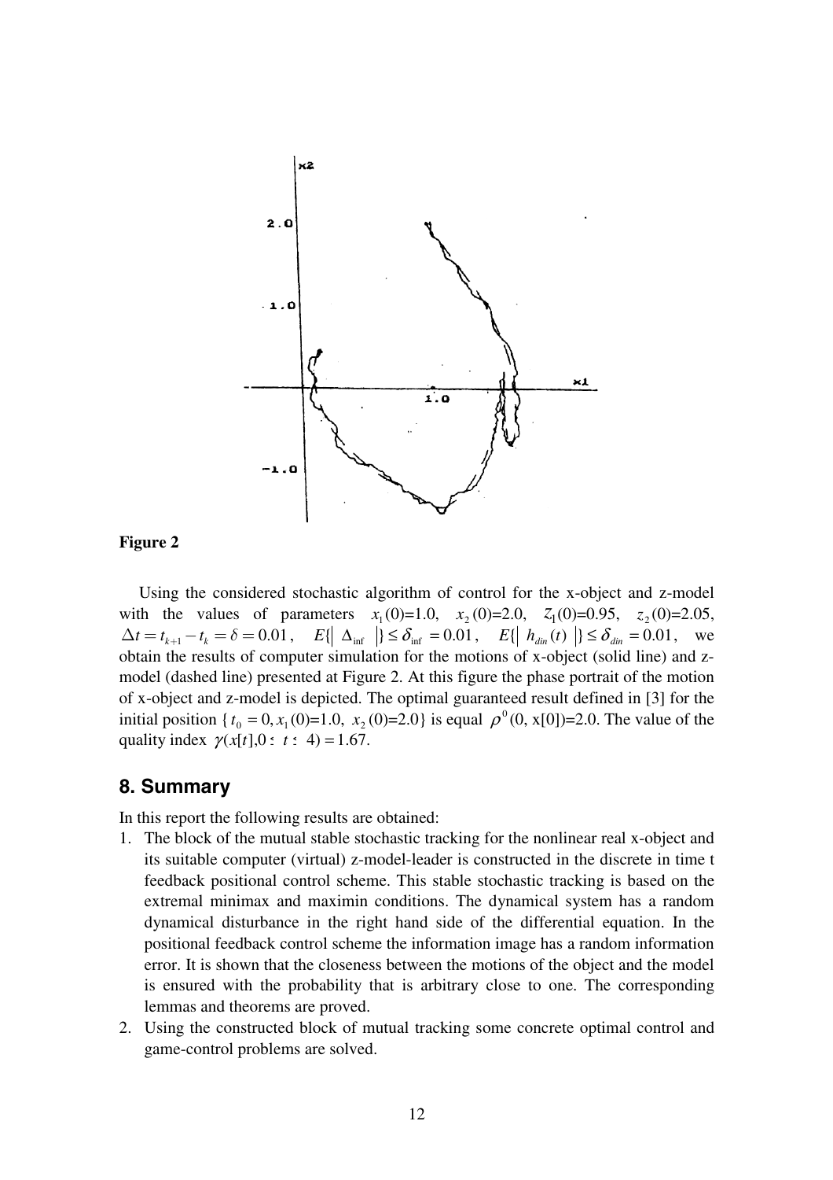**Figure 2**

Using the considered stochastic algorithm of control for the x-object and z-model with the values of parameters $x_1(0)$=1.0, $x_2(0)$=2.0, $z_1(0)$=0.95, $z_2(0)$=2.05, $\Delta t = t_{k+1} - t_k = \delta = 0.01$, $E\{\| \Delta_{\inf} \|\} \le \delta_{\inf} = 0.01$, $E\{\| h_{din}(t) \|\} \le \delta_{din} = 0.01$, we obtain the results of computer simulation for the motions of x-object (solid line) and z-model (dashed line) presented at Figure 2. At this figure the phase portrait of the motion of x-object and z-model is depicted. The optimal guaranteed result defined in [3] for the initial position $\{ t_0 = 0, x_1(0)$=1.0, $x_2(0)$=2.0$\}$ is equal $\rho^0(0, x[0])$=2.0. The value of the quality index $\gamma(x[t], 0 \le t \le 4) = 1.67$.

## 8. Summary

In this report the following results are obtained:

1. The block of the mutual stable stochastic tracking for the nonlinear real x-object and its suitable computer (virtual) z-model-leader is constructed in the discrete in time t feedback positional control scheme. This stable stochastic tracking is based on the extremal minimax and maximin conditions. The dynamical system has a random dynamical disturbance in the right hand side of the differential equation. In the positional feedback control scheme the information image has a random information error. It is shown that the closeness between the motions of the object and the model is ensured with the probability that is arbitrary close to one. The corresponding lemmas and theorems are proved.
2. Using the constructed block of mutual tracking some concrete optimal control and game-control problems are solved.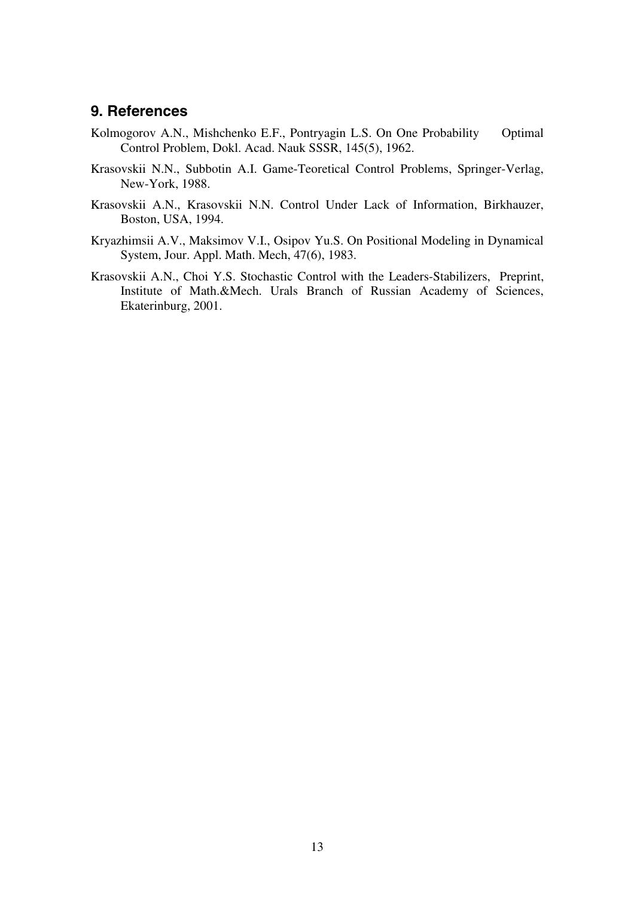## 9. References

Kolmogorov A.N., Mishchenko E.F., Pontryagin L.S. On One Probability Optimal Control Problem, Dokl. Acad. Nauk SSSR, 145(5), 1962.

Krasovskii N.N., Subbotin A.I. Game-Teoretical Control Problems, Springer-Verlag, New-York, 1988.

Krasovskii A.N., Krasovskii N.N. Control Under Lack of Information, Birkhauzer, Boston, USA, 1994.

Kryazhimsii A.V., Maksimov V.I., Osipov Yu.S. On Positional Modeling in Dynamical System, Jour. Appl. Math. Mech, 47(6), 1983.

Krasovskii A.N., Choi Y.S. Stochastic Control with the Leaders-Stabilizers, Preprint, Institute of Math.&Mech. Urals Branch of Russian Academy of Sciences, Ekaterinburg, 2001.